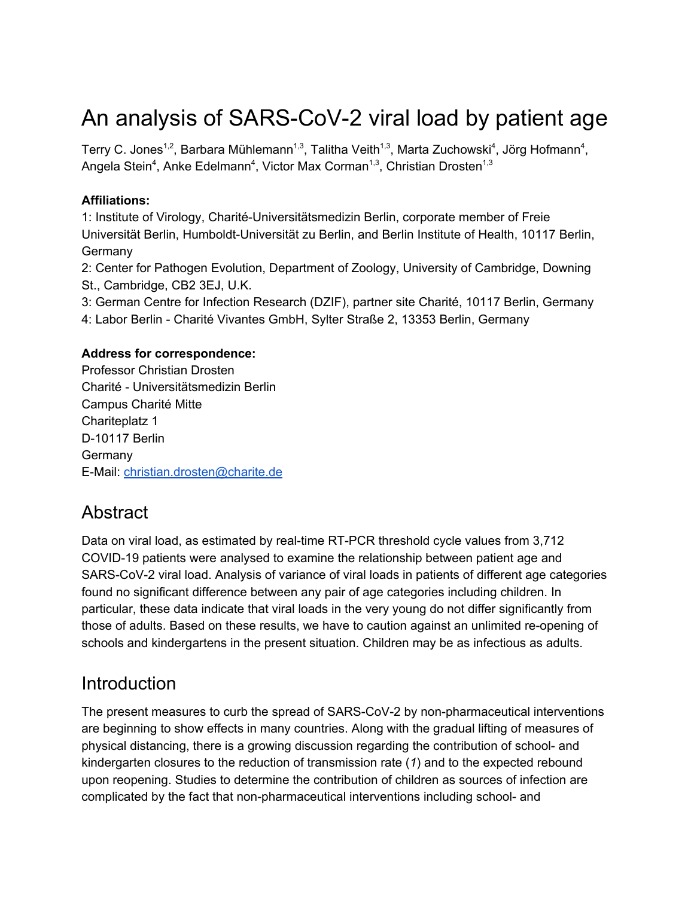# An analysis of SARS-CoV-2 viral load by patient age

Terry C. Jones[1,2], Barbara Mühlemann[1,3], Talitha Veith[1,3], Marta Zuchowski[4], Jörg Hofmann[4], Angela Stein[4], Anke Edelmann[4], Victor Max Corman[1,3], Christian Drosten[1,3]

**Affiliations:**

1: Institute of Virology, Charité-Universitätsmedizin Berlin, corporate member of Freie Universität Berlin, Humboldt-Universität zu Berlin, and Berlin Institute of Health, 10117 Berlin, Germany

2: Center for Pathogen Evolution, Department of Zoology, University of Cambridge, Downing St., Cambridge, CB2 3EJ, U.K.

3: German Centre for Infection Research (DZIF), partner site Charité, 10117 Berlin, Germany

4: Labor Berlin - Charité Vivantes GmbH, Sylter Straße 2, 13353 Berlin, Germany

**Address for correspondence:**

Professor Christian Drosten
Charité - Universitätsmedizin Berlin
Campus Charité Mitte
Chariteplatz 1
D-10117 Berlin
Germany
E-Mail: christian.drosten@charite.de

## Abstract

Data on viral load, as estimated by real-time RT-PCR threshold cycle values from 3,712 COVID-19 patients were analysed to examine the relationship between patient age and SARS-CoV-2 viral load. Analysis of variance of viral loads in patients of different age categories found no significant difference between any pair of age categories including children. In particular, these data indicate that viral loads in the very young do not differ significantly from those of adults. Based on these results, we have to caution against an unlimited re-opening of schools and kindergartens in the present situation. Children may be as infectious as adults.

## Introduction

The present measures to curb the spread of SARS-CoV-2 by non-pharmaceutical interventions are beginning to show effects in many countries. Along with the gradual lifting of measures of physical distancing, there is a growing discussion regarding the contribution of school- and kindergarten closures to the reduction of transmission rate (*1*) and to the expected rebound upon reopening. Studies to determine the contribution of children as sources of infection are complicated by the fact that non-pharmaceutical interventions including school- and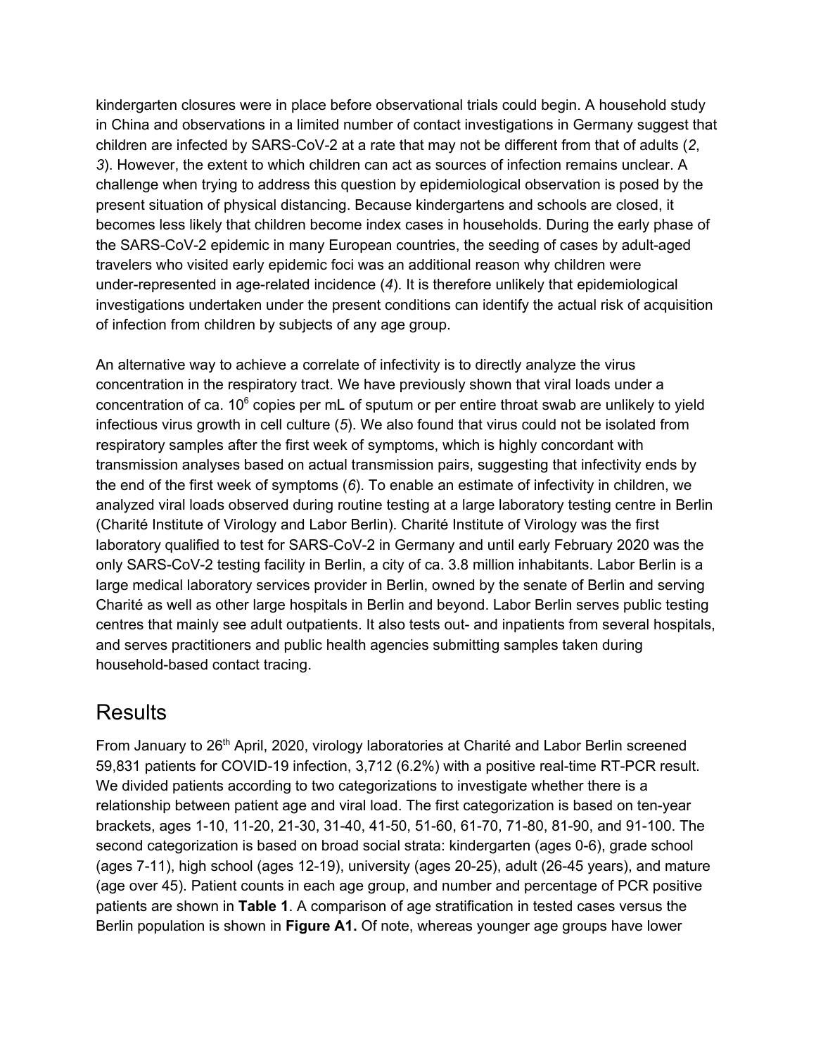kindergarten closures were in place before observational trials could begin. A household study in China and observations in a limited number of contact investigations in Germany suggest that children are infected by SARS-CoV-2 at a rate that may not be different from that of adults (*2*, *3*). However, the extent to which children can act as sources of infection remains unclear. A challenge when trying to address this question by epidemiological observation is posed by the present situation of physical distancing. Because kindergartens and schools are closed, it becomes less likely that children become index cases in households. During the early phase of the SARS-CoV-2 epidemic in many European countries, the seeding of cases by adult-aged travelers who visited early epidemic foci was an additional reason why children were under-represented in age-related incidence (*4*). It is therefore unlikely that epidemiological investigations undertaken under the present conditions can identify the actual risk of acquisition of infection from children by subjects of any age group.

An alternative way to achieve a correlate of infectivity is to directly analyze the virus concentration in the respiratory tract. We have previously shown that viral loads under a concentration of ca. $10^6$ copies per mL of sputum or per entire throat swab are unlikely to yield infectious virus growth in cell culture (*5*). We also found that virus could not be isolated from respiratory samples after the first week of symptoms, which is highly concordant with transmission analyses based on actual transmission pairs, suggesting that infectivity ends by the end of the first week of symptoms (*6*). To enable an estimate of infectivity in children, we analyzed viral loads observed during routine testing at a large laboratory testing centre in Berlin (Charité Institute of Virology and Labor Berlin). Charité Institute of Virology was the first laboratory qualified to test for SARS-CoV-2 in Germany and until early February 2020 was the only SARS-CoV-2 testing facility in Berlin, a city of ca. 3.8 million inhabitants. Labor Berlin is a large medical laboratory services provider in Berlin, owned by the senate of Berlin and serving Charité as well as other large hospitals in Berlin and beyond. Labor Berlin serves public testing centres that mainly see adult outpatients. It also tests out- and inpatients from several hospitals, and serves practitioners and public health agencies submitting samples taken during household-based contact tracing.

# Results

From January to 26th April, 2020, virology laboratories at Charité and Labor Berlin screened 59,831 patients for COVID-19 infection, 3,712 (6.2%) with a positive real-time RT-PCR result. We divided patients according to two categorizations to investigate whether there is a relationship between patient age and viral load. The first categorization is based on ten-year brackets, ages 1-10, 11-20, 21-30, 31-40, 41-50, 51-60, 61-70, 71-80, 81-90, and 91-100. The second categorization is based on broad social strata: kindergarten (ages 0-6), grade school (ages 7-11), high school (ages 12-19), university (ages 20-25), adult (26-45 years), and mature (age over 45). Patient counts in each age group, and number and percentage of PCR positive patients are shown in **Table 1**. A comparison of age stratification in tested cases versus the Berlin population is shown in **Figure A1.** Of note, whereas younger age groups have lower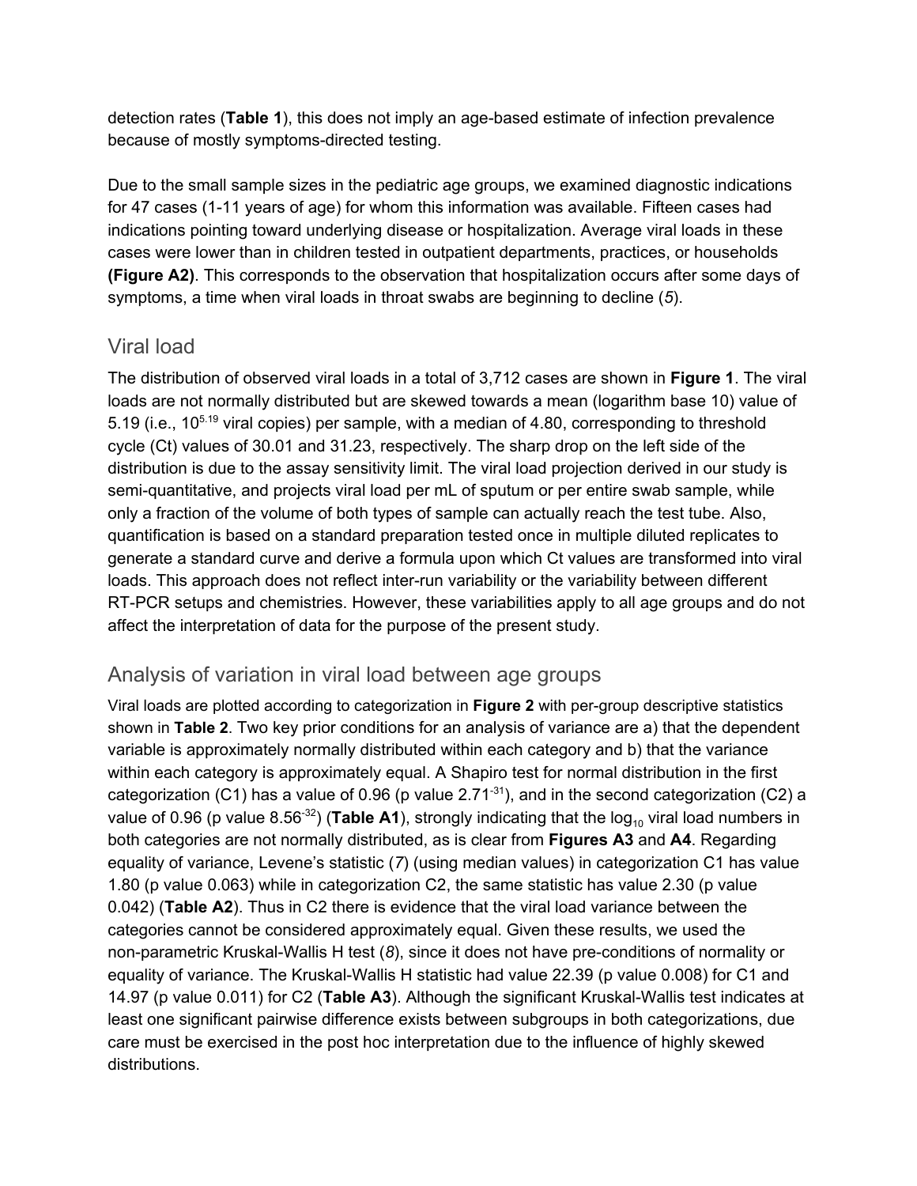detection rates (**Table 1**), this does not imply an age-based estimate of infection prevalence because of mostly symptoms-directed testing.

Due to the small sample sizes in the pediatric age groups, we examined diagnostic indications for 47 cases (1-11 years of age) for whom this information was available. Fifteen cases had indications pointing toward underlying disease or hospitalization. Average viral loads in these cases were lower than in children tested in outpatient departments, practices, or households **(Figure A2)**. This corresponds to the observation that hospitalization occurs after some days of symptoms, a time when viral loads in throat swabs are beginning to decline (*5*).

## Viral load

The distribution of observed viral loads in a total of 3,712 cases are shown in **Figure 1**. The viral loads are not normally distributed but are skewed towards a mean (logarithm base 10) value of 5.19 (i.e., $10^{5.19}$ viral copies) per sample, with a median of 4.80, corresponding to threshold cycle (Ct) values of 30.01 and 31.23, respectively. The sharp drop on the left side of the distribution is due to the assay sensitivity limit. The viral load projection derived in our study is semi-quantitative, and projects viral load per mL of sputum or per entire swab sample, while only a fraction of the volume of both types of sample can actually reach the test tube. Also, quantification is based on a standard preparation tested once in multiple diluted replicates to generate a standard curve and derive a formula upon which Ct values are transformed into viral loads. This approach does not reflect inter-run variability or the variability between different RT-PCR setups and chemistries. However, these variabilities apply to all age groups and do not affect the interpretation of data for the purpose of the present study.

## Analysis of variation in viral load between age groups

Viral loads are plotted according to categorization in **Figure 2** with per-group descriptive statistics shown in **Table 2**. Two key prior conditions for an analysis of variance are a) that the dependent variable is approximately normally distributed within each category and b) that the variance within each category is approximately equal. A Shapiro test for normal distribution in the first categorization (C1) has a value of 0.96 (p value $2.71^{-31}$), and in the second categorization (C2) a value of 0.96 (p value $8.56^{-32}$) (**Table A1**), strongly indicating that the $\log_{10}$ viral load numbers in both categories are not normally distributed, as is clear from **Figures A3** and **A4**. Regarding equality of variance, Levene's statistic (*7*) (using median values) in categorization C1 has value 1.80 (p value 0.063) while in categorization C2, the same statistic has value 2.30 (p value 0.042) (**Table A2**). Thus in C2 there is evidence that the viral load variance between the categories cannot be considered approximately equal. Given these results, we used the non-parametric Kruskal-Wallis H test (*8*), since it does not have pre-conditions of normality or equality of variance. The Kruskal-Wallis H statistic had value 22.39 (p value 0.008) for C1 and 14.97 (p value 0.011) for C2 (**Table A3**). Although the significant Kruskal-Wallis test indicates at least one significant pairwise difference exists between subgroups in both categorizations, due care must be exercised in the post hoc interpretation due to the influence of highly skewed distributions.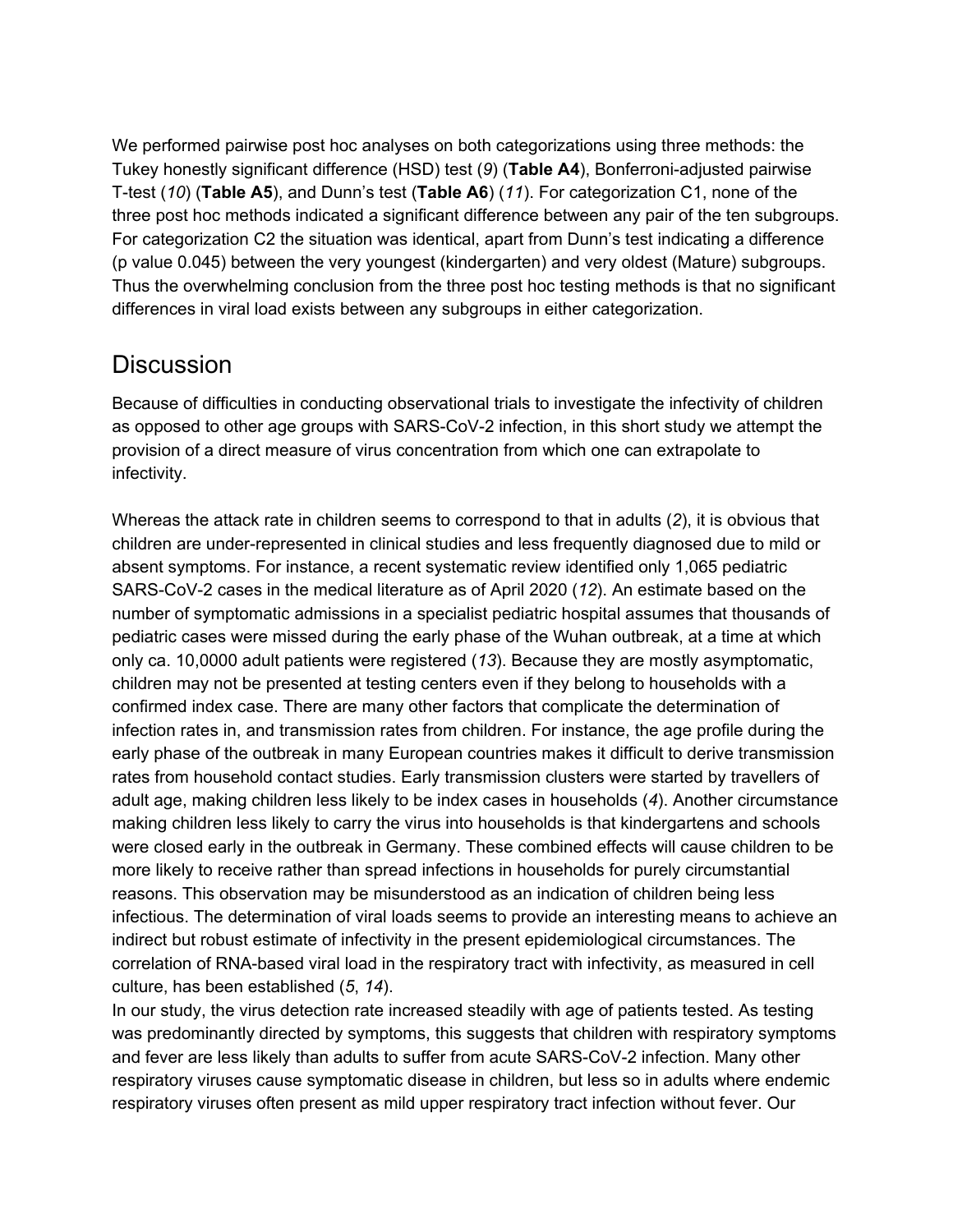We performed pairwise post hoc analyses on both categorizations using three methods: the Tukey honestly significant difference (HSD) test (*9*) (**Table A4**), Bonferroni-adjusted pairwise T-test (*10*) (**Table A5**), and Dunn's test (**Table A6**) (*11*). For categorization C1, none of the three post hoc methods indicated a significant difference between any pair of the ten subgroups. For categorization C2 the situation was identical, apart from Dunn's test indicating a difference (p value 0.045) between the very youngest (kindergarten) and very oldest (Mature) subgroups. Thus the overwhelming conclusion from the three post hoc testing methods is that no significant differences in viral load exists between any subgroups in either categorization.

## Discussion

Because of difficulties in conducting observational trials to investigate the infectivity of children as opposed to other age groups with SARS-CoV-2 infection, in this short study we attempt the provision of a direct measure of virus concentration from which one can extrapolate to infectivity.

Whereas the attack rate in children seems to correspond to that in adults (*2*), it is obvious that children are under-represented in clinical studies and less frequently diagnosed due to mild or absent symptoms. For instance, a recent systematic review identified only 1,065 pediatric SARS-CoV-2 cases in the medical literature as of April 2020 (*12*). An estimate based on the number of symptomatic admissions in a specialist pediatric hospital assumes that thousands of pediatric cases were missed during the early phase of the Wuhan outbreak, at a time at which only ca. 10,0000 adult patients were registered (*13*). Because they are mostly asymptomatic, children may not be presented at testing centers even if they belong to households with a confirmed index case. There are many other factors that complicate the determination of infection rates in, and transmission rates from children. For instance, the age profile during the early phase of the outbreak in many European countries makes it difficult to derive transmission rates from household contact studies. Early transmission clusters were started by travellers of adult age, making children less likely to be index cases in households (*4*). Another circumstance making children less likely to carry the virus into households is that kindergartens and schools were closed early in the outbreak in Germany. These combined effects will cause children to be more likely to receive rather than spread infections in households for purely circumstantial reasons. This observation may be misunderstood as an indication of children being less infectious. The determination of viral loads seems to provide an interesting means to achieve an indirect but robust estimate of infectivity in the present epidemiological circumstances. The correlation of RNA-based viral load in the respiratory tract with infectivity, as measured in cell culture, has been established (*5*, *14*).

In our study, the virus detection rate increased steadily with age of patients tested. As testing was predominantly directed by symptoms, this suggests that children with respiratory symptoms and fever are less likely than adults to suffer from acute SARS-CoV-2 infection. Many other respiratory viruses cause symptomatic disease in children, but less so in adults where endemic respiratory viruses often present as mild upper respiratory tract infection without fever. Our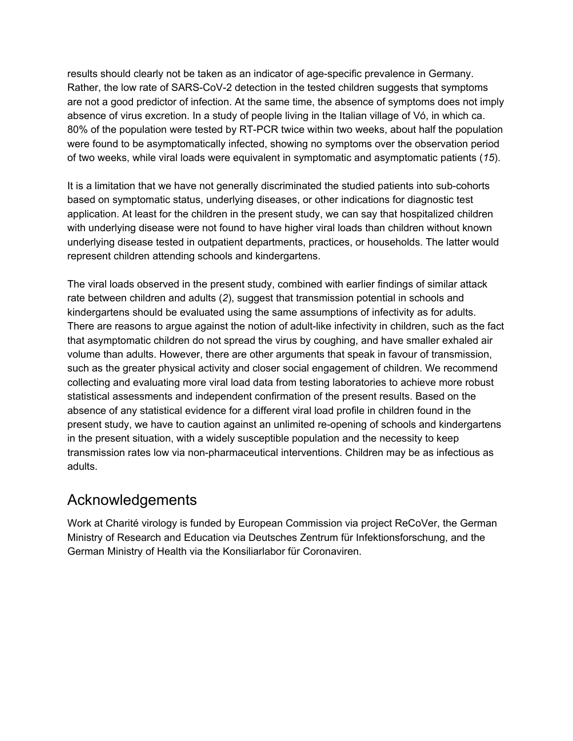results should clearly not be taken as an indicator of age-specific prevalence in Germany. Rather, the low rate of SARS-CoV-2 detection in the tested children suggests that symptoms are not a good predictor of infection. At the same time, the absence of symptoms does not imply absence of virus excretion. In a study of people living in the Italian village of Vó, in which ca. 80% of the population were tested by RT-PCR twice within two weeks, about half the population were found to be asymptomatically infected, showing no symptoms over the observation period of two weeks, while viral loads were equivalent in symptomatic and asymptomatic patients (*15*).

It is a limitation that we have not generally discriminated the studied patients into sub-cohorts based on symptomatic status, underlying diseases, or other indications for diagnostic test application. At least for the children in the present study, we can say that hospitalized children with underlying disease were not found to have higher viral loads than children without known underlying disease tested in outpatient departments, practices, or households. The latter would represent children attending schools and kindergartens.

The viral loads observed in the present study, combined with earlier findings of similar attack rate between children and adults (*2*), suggest that transmission potential in schools and kindergartens should be evaluated using the same assumptions of infectivity as for adults. There are reasons to argue against the notion of adult-like infectivity in children, such as the fact that asymptomatic children do not spread the virus by coughing, and have smaller exhaled air volume than adults. However, there are other arguments that speak in favour of transmission, such as the greater physical activity and closer social engagement of children. We recommend collecting and evaluating more viral load data from testing laboratories to achieve more robust statistical assessments and independent confirmation of the present results. Based on the absence of any statistical evidence for a different viral load profile in children found in the present study, we have to caution against an unlimited re-opening of schools and kindergartens in the present situation, with a widely susceptible population and the necessity to keep transmission rates low via non-pharmaceutical interventions. Children may be as infectious as adults.

## Acknowledgements

Work at Charité virology is funded by European Commission via project ReCoVer, the German Ministry of Research and Education via Deutsches Zentrum für Infektionsforschung, and the German Ministry of Health via the Konsiliarlabor für Coronaviren.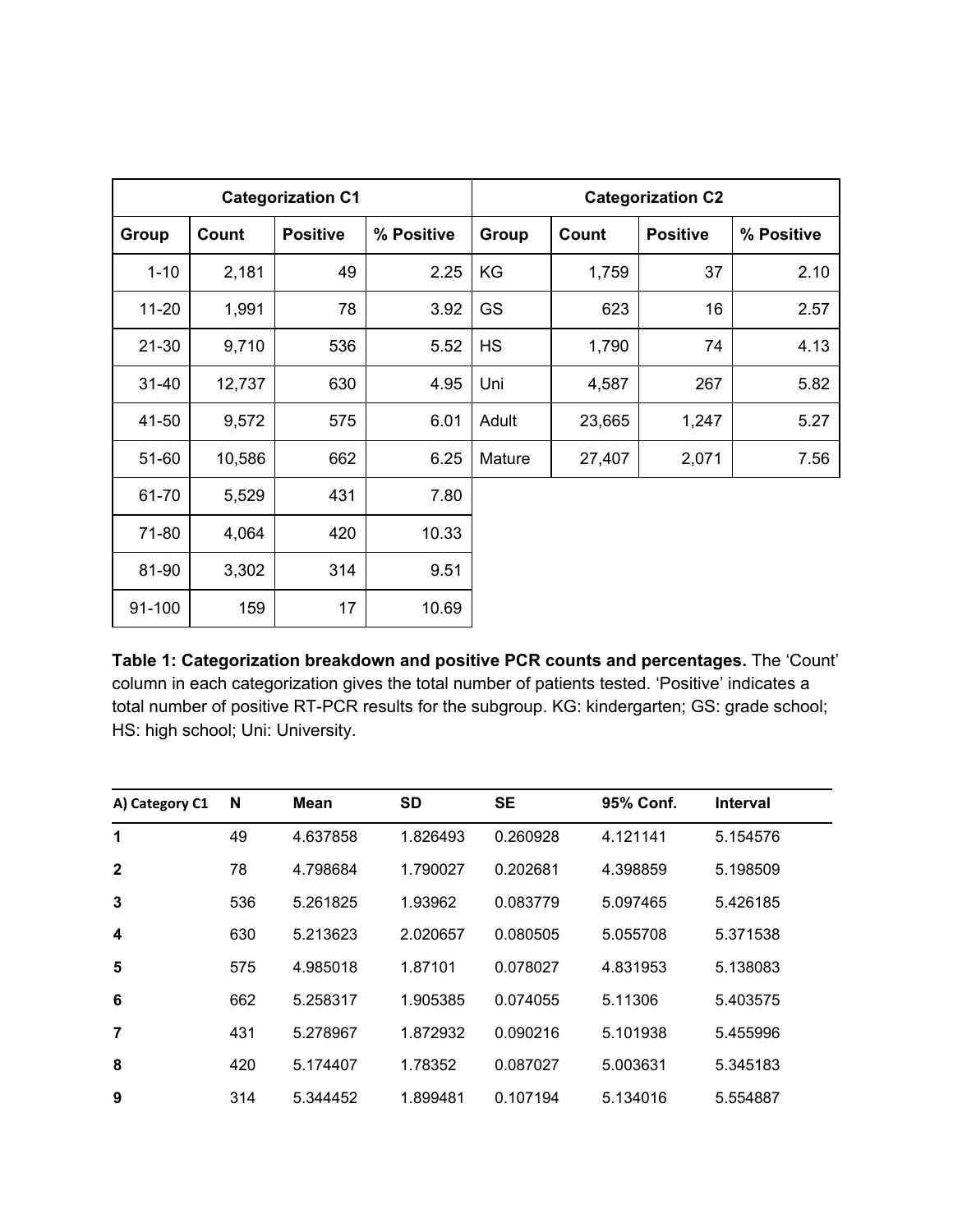| Categorization C1 | | | | Categorization C2 | | | |
|---|---|---|---|---|---|---|---|
| Group | Count | Positive | % Positive | Group | Count | Positive | % Positive |
| 1-10 | 2,181 | 49 | 2.25 | KG | 1,759 | 37 | 2.10 |
| 11-20 | 1,991 | 78 | 3.92 | GS | 623 | 16 | 2.57 |
| 21-30 | 9,710 | 536 | 5.52 | HS | 1,790 | 74 | 4.13 |
| 31-40 | 12,737 | 630 | 4.95 | Uni | 4,587 | 267 | 5.82 |
| 41-50 | 9,572 | 575 | 6.01 | Adult | 23,665 | 1,247 | 5.27 |
| 51-60 | 10,586 | 662 | 6.25 | Mature | 27,407 | 2,071 | 7.56 |
| 61-70 | 5,529 | 431 | 7.80 | | | | |
| 71-80 | 4,064 | 420 | 10.33 | | | | |
| 81-90 | 3,302 | 314 | 9.51 | | | | |
| 91-100 | 159 | 17 | 10.69 | | | | |

**Table 1: Categorization breakdown and positive PCR counts and percentages.** The 'Count' column in each categorization gives the total number of patients tested. 'Positive' indicates a total number of positive RT-PCR results for the subgroup. KG: kindergarten; GS: grade school; HS: high school; Uni: University.

| A) Category C1 | N | Mean | SD | SE | 95% Conf. | Interval |
|---|---|---|---|---|---|---|
| **1** | 49 | 4.637858 | 1.826493 | 0.260928 | 4.121141 | 5.154576 |
| **2** | 78 | 4.798684 | 1.790027 | 0.202681 | 4.398859 | 5.198509 |
| **3** | 536 | 5.261825 | 1.93962 | 0.083779 | 5.097465 | 5.426185 |
| **4** | 630 | 5.213623 | 2.020657 | 0.080505 | 5.055708 | 5.371538 |
| **5** | 575 | 4.985018 | 1.87101 | 0.078027 | 4.831953 | 5.138083 |
| **6** | 662 | 5.258317 | 1.905385 | 0.074055 | 5.11306 | 5.403575 |
| **7** | 431 | 5.278967 | 1.872932 | 0.090216 | 5.101938 | 5.455996 |
| **8** | 420 | 5.174407 | 1.78352 | 0.087027 | 5.003631 | 5.345183 |
| **9** | 314 | 5.344452 | 1.899481 | 0.107194 | 5.134016 | 5.554887 |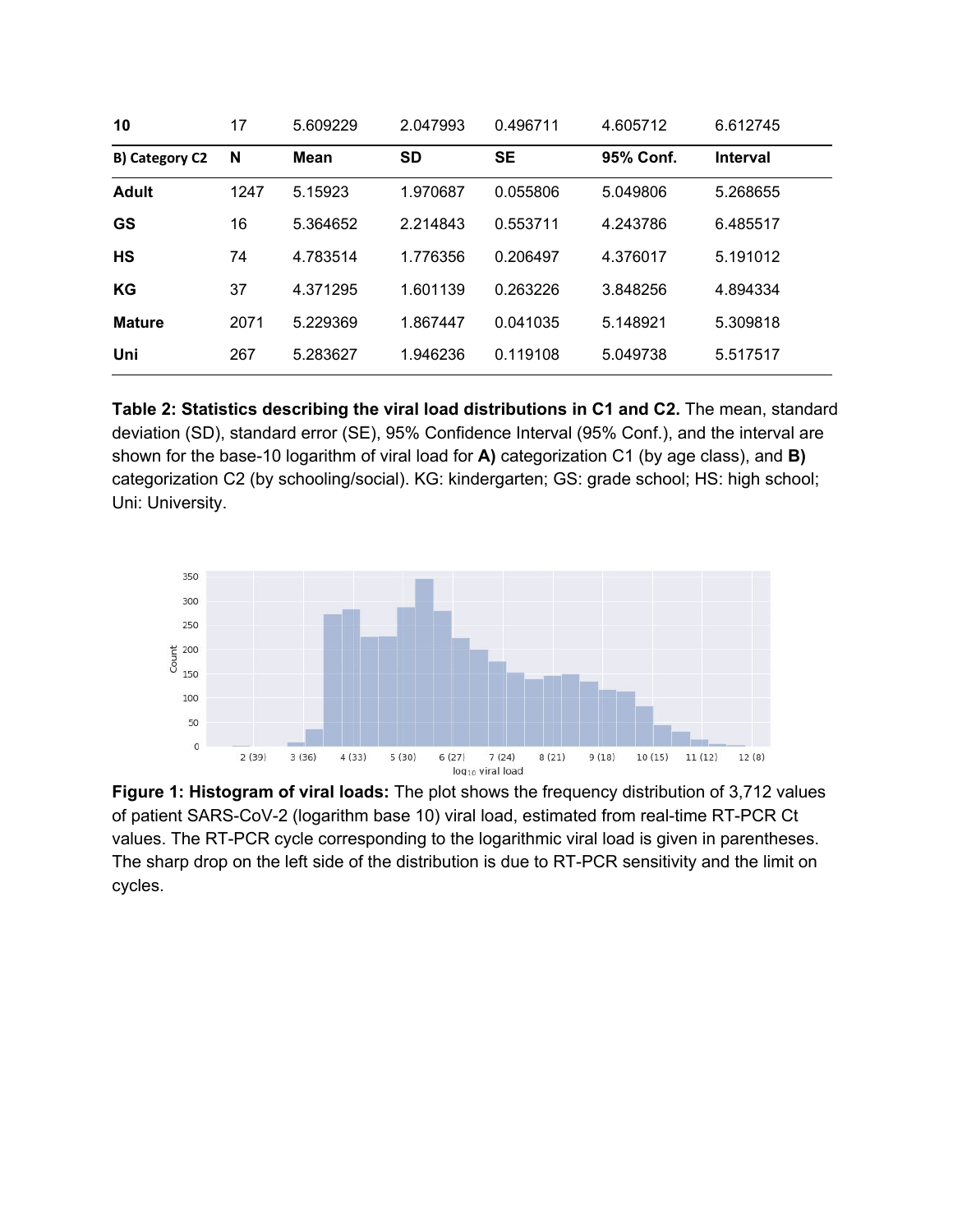| 10 | 17 | 5.609229 | 2.047993 | 0.496711 | 4.605712 | 6.612745 |
|---|---|---|---|---|---|---|
| **B) Category C2** | **N** | **Mean** | **SD** | **SE** | **95% Conf.** | **Interval** |
| **Adult** | 1247 | 5.15923 | 1.970687 | 0.055806 | 5.049806 | 5.268655 |
| **GS** | 16 | 5.364652 | 2.214843 | 0.553711 | 4.243786 | 6.485517 |
| **HS** | 74 | 4.783514 | 1.776356 | 0.206497 | 4.376017 | 5.191012 |
| **KG** | 37 | 4.371295 | 1.601139 | 0.263226 | 3.848256 | 4.894334 |
| **Mature** | 2071 | 5.229369 | 1.867447 | 0.041035 | 5.148921 | 5.309818 |
| **Uni** | 267 | 5.283627 | 1.946236 | 0.119108 | 5.049738 | 5.517517 |

**Table 2: Statistics describing the viral load distributions in C1 and C2.** The mean, standard deviation (SD), standard error (SE), 95% Confidence Interval (95% Conf.), and the interval are shown for the base-10 logarithm of viral load for **A)** categorization C1 (by age class), and **B)** categorization C2 (by schooling/social). KG: kindergarten; GS: grade school; HS: high school; Uni: University.

**Figure 1: Histogram of viral loads:** The plot shows the frequency distribution of 3,712 values of patient SARS-CoV-2 (logarithm base 10) viral load, estimated from real-time RT-PCR Ct values. The RT-PCR cycle corresponding to the logarithmic viral load is given in parentheses. The sharp drop on the left side of the distribution is due to RT-PCR sensitivity and the limit on cycles.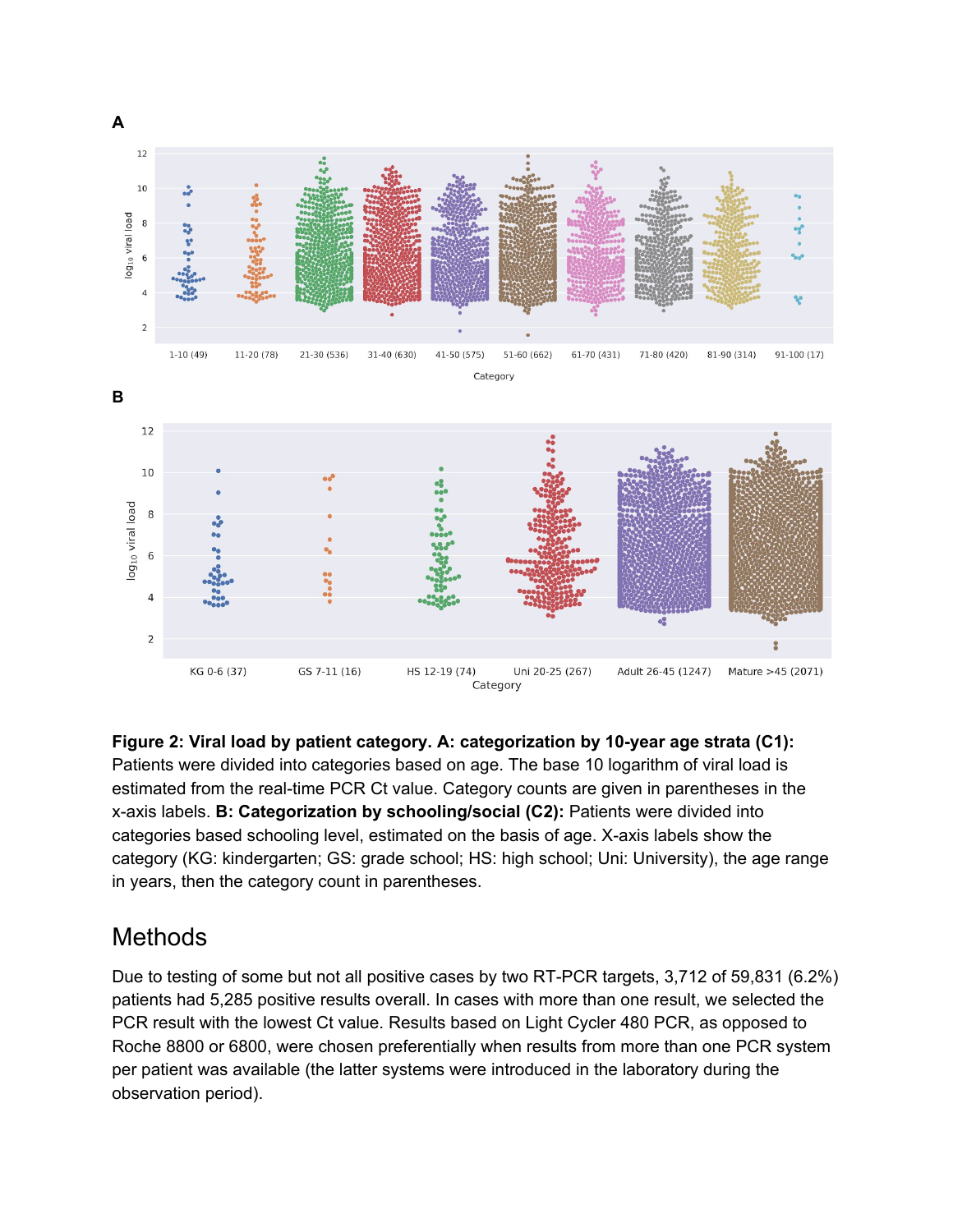**Figure 2: Viral load by patient category. A: categorization by 10-year age strata (C1):** Patients were divided into categories based on age. The base 10 logarithm of viral load is estimated from the real-time PCR Ct value. Category counts are given in parentheses in the x-axis labels. **B: Categorization by schooling/social (C2):** Patients were divided into categories based schooling level, estimated on the basis of age. X-axis labels show the category (KG: kindergarten; GS: grade school; HS: high school; Uni: University), the age range in years, then the category count in parentheses.

# Methods

Due to testing of some but not all positive cases by two RT-PCR targets, 3,712 of 59,831 (6.2%) patients had 5,285 positive results overall. In cases with more than one result, we selected the PCR result with the lowest Ct value. Results based on Light Cycler 480 PCR, as opposed to Roche 8800 or 6800, were chosen preferentially when results from more than one PCR system per patient was available (the latter systems were introduced in the laboratory during the observation period).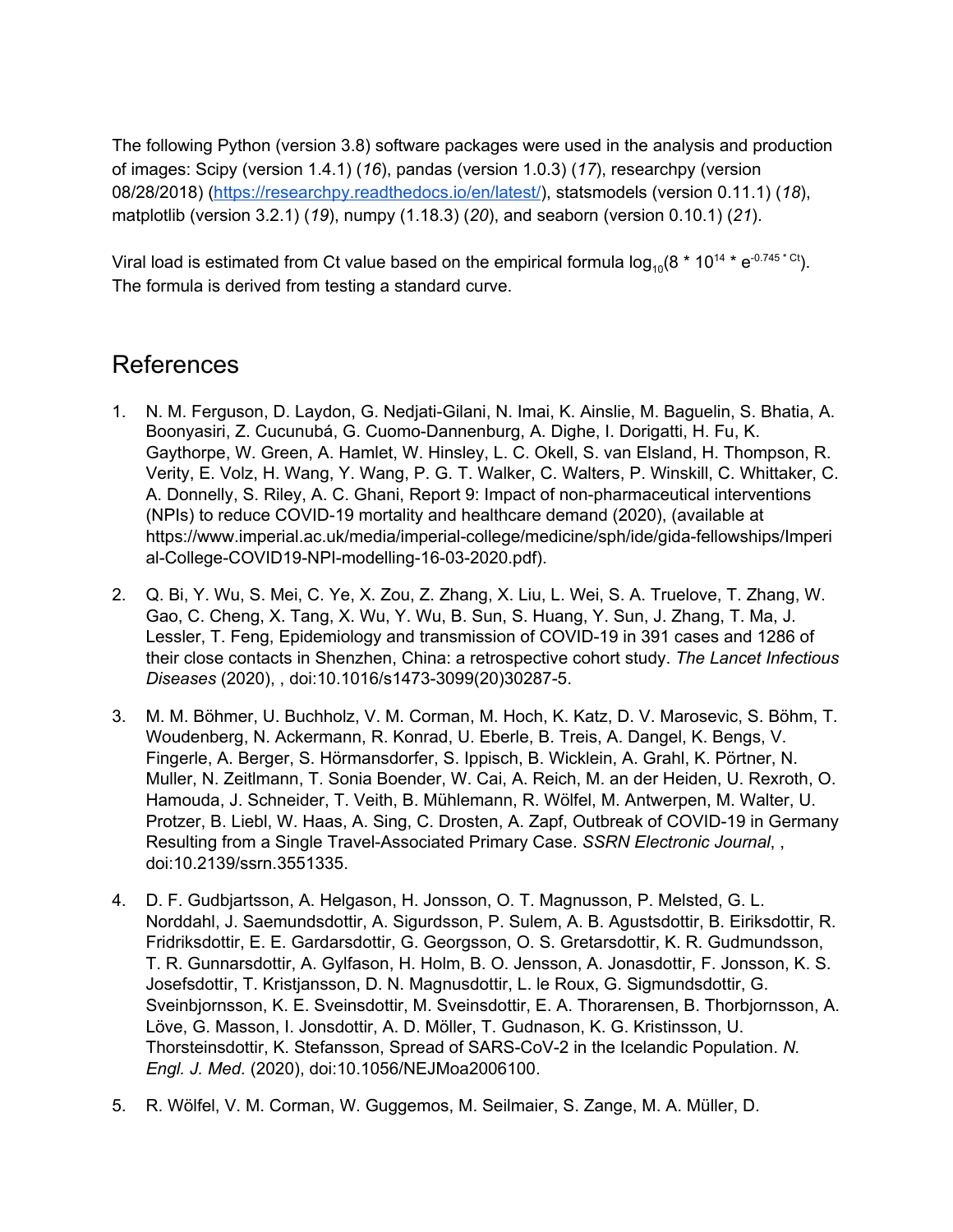The following Python (version 3.8) software packages were used in the analysis and production of images: Scipy (version 1.4.1) (*16*), pandas (version 1.0.3) (*17*), researchpy (version 08/28/2018) (https://researchpy.readthedocs.io/en/latest/), statsmodels (version 0.11.1) (*18*), matplotlib (version 3.2.1) (*19*), numpy (1.18.3) (*20*), and seaborn (version 0.10.1) (*21*).

Viral load is estimated from Ct value based on the empirical formula $\log_{10}(8 * 10^{14} * e^{-0.745 * Ct})$. The formula is derived from testing a standard curve.

# References

1. N. M. Ferguson, D. Laydon, G. Nedjati-Gilani, N. Imai, K. Ainslie, M. Baguelin, S. Bhatia, A. Boonyasiri, Z. Cucunubá, G. Cuomo-Dannenburg, A. Dighe, I. Dorigatti, H. Fu, K. Gaythorpe, W. Green, A. Hamlet, W. Hinsley, L. C. Okell, S. van Elsland, H. Thompson, R. Verity, E. Volz, H. Wang, Y. Wang, P. G. T. Walker, C. Walters, P. Winskill, C. Whittaker, C. A. Donnelly, S. Riley, A. C. Ghani, Report 9: Impact of non-pharmaceutical interventions (NPIs) to reduce COVID-19 mortality and healthcare demand (2020), (available at https://www.imperial.ac.uk/media/imperial-college/medicine/sph/ide/gida-fellowships/Imperial-College-COVID19-NPI-modelling-16-03-2020.pdf).

2. Q. Bi, Y. Wu, S. Mei, C. Ye, X. Zou, Z. Zhang, X. Liu, L. Wei, S. A. Truelove, T. Zhang, W. Gao, C. Cheng, X. Tang, X. Wu, Y. Wu, B. Sun, S. Huang, Y. Sun, J. Zhang, T. Ma, J. Lessler, T. Feng, Epidemiology and transmission of COVID-19 in 391 cases and 1286 of their close contacts in Shenzhen, China: a retrospective cohort study. *The Lancet Infectious Diseases* (2020), , doi:10.1016/s1473-3099(20)30287-5.

3. M. M. Böhmer, U. Buchholz, V. M. Corman, M. Hoch, K. Katz, D. V. Marosevic, S. Böhm, T. Woudenberg, N. Ackermann, R. Konrad, U. Eberle, B. Treis, A. Dangel, K. Bengs, V. Fingerle, A. Berger, S. Hörmansdorfer, S. Ippisch, B. Wicklein, A. Grahl, K. Pörtner, N. Muller, N. Zeitlmann, T. Sonia Boender, W. Cai, A. Reich, M. an der Heiden, U. Rexroth, O. Hamouda, J. Schneider, T. Veith, B. Mühlemann, R. Wölfel, M. Antwerpen, M. Walter, U. Protzer, B. Liebl, W. Haas, A. Sing, C. Drosten, A. Zapf, Outbreak of COVID-19 in Germany Resulting from a Single Travel-Associated Primary Case. *SSRN Electronic Journal*, , doi:10.2139/ssrn.3551335.

4. D. F. Gudbjartsson, A. Helgason, H. Jonsson, O. T. Magnusson, P. Melsted, G. L. Norddahl, J. Saemundsdottir, A. Sigurdsson, P. Sulem, A. B. Agustsdottir, B. Eiriksdottir, R. Fridriksdottir, E. E. Gardarsdottir, G. Georgsson, O. S. Gretarsdottir, K. R. Gudmundsson, T. R. Gunnarsdottir, A. Gylfason, H. Holm, B. O. Jensson, A. Jonasdottir, F. Jonsson, K. S. Josefsdottir, T. Kristjansson, D. N. Magnusdottir, L. le Roux, G. Sigmundsdottir, G. Sveinbjornsson, K. E. Sveinsdottir, M. Sveinsdottir, E. A. Thorarensen, B. Thorbjornsson, A. Löve, G. Masson, I. Jonsdottir, A. D. Möller, T. Gudnason, K. G. Kristinsson, U. Thorsteinsdottir, K. Stefansson, Spread of SARS-CoV-2 in the Icelandic Population. *N. Engl. J. Med.* (2020), doi:10.1056/NEJMoa2006100.

5. R. Wölfel, V. M. Corman, W. Guggemos, M. Seilmaier, S. Zange, M. A. Müller, D.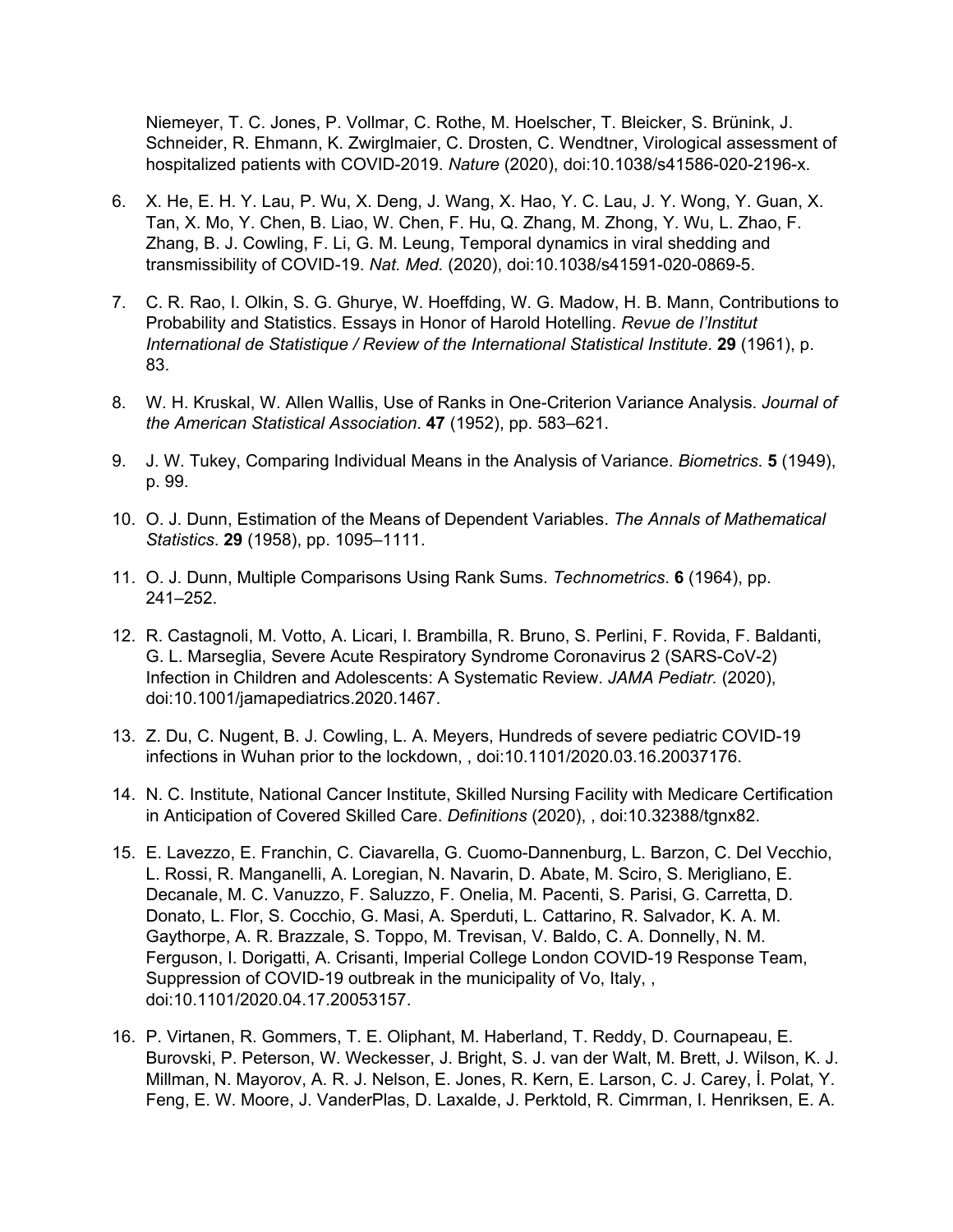Niemeyer, T. C. Jones, P. Vollmar, C. Rothe, M. Hoelscher, T. Bleicker, S. Brünink, J. Schneider, R. Ehmann, K. Zwirglmaier, C. Drosten, C. Wendtner, Virological assessment of hospitalized patients with COVID-2019. *Nature* (2020), doi:10.1038/s41586-020-2196-x.

6. X. He, E. H. Y. Lau, P. Wu, X. Deng, J. Wang, X. Hao, Y. C. Lau, J. Y. Wong, Y. Guan, X. Tan, X. Mo, Y. Chen, B. Liao, W. Chen, F. Hu, Q. Zhang, M. Zhong, Y. Wu, L. Zhao, F. Zhang, B. J. Cowling, F. Li, G. M. Leung, Temporal dynamics in viral shedding and transmissibility of COVID-19. *Nat. Med.* (2020), doi:10.1038/s41591-020-0869-5.

7. C. R. Rao, I. Olkin, S. G. Ghurye, W. Hoeffding, W. G. Madow, H. B. Mann, Contributions to Probability and Statistics. Essays in Honor of Harold Hotelling. *Revue de l'Institut International de Statistique / Review of the International Statistical Institute*. **29** (1961), p. 83.

8. W. H. Kruskal, W. Allen Wallis, Use of Ranks in One-Criterion Variance Analysis. *Journal of the American Statistical Association*. **47** (1952), pp. 583–621.

9. J. W. Tukey, Comparing Individual Means in the Analysis of Variance. *Biometrics*. **5** (1949), p. 99.

10. O. J. Dunn, Estimation of the Means of Dependent Variables. *The Annals of Mathematical Statistics*. **29** (1958), pp. 1095–1111.

11. O. J. Dunn, Multiple Comparisons Using Rank Sums. *Technometrics*. **6** (1964), pp. 241–252.

12. R. Castagnoli, M. Votto, A. Licari, I. Brambilla, R. Bruno, S. Perlini, F. Rovida, F. Baldanti, G. L. Marseglia, Severe Acute Respiratory Syndrome Coronavirus 2 (SARS-CoV-2) Infection in Children and Adolescents: A Systematic Review. *JAMA Pediatr.* (2020), doi:10.1001/jamapediatrics.2020.1467.

13. Z. Du, C. Nugent, B. J. Cowling, L. A. Meyers, Hundreds of severe pediatric COVID-19 infections in Wuhan prior to the lockdown, , doi:10.1101/2020.03.16.20037176.

14. N. C. Institute, National Cancer Institute, Skilled Nursing Facility with Medicare Certification in Anticipation of Covered Skilled Care. *Definitions* (2020), , doi:10.32388/tgnx82.

15. E. Lavezzo, E. Franchin, C. Ciavarella, G. Cuomo-Dannenburg, L. Barzon, C. Del Vecchio, L. Rossi, R. Manganelli, A. Loregian, N. Navarin, D. Abate, M. Sciro, S. Merigliano, E. Decanale, M. C. Vanuzzo, F. Saluzzo, F. Onelia, M. Pacenti, S. Parisi, G. Carretta, D. Donato, L. Flor, S. Cocchio, G. Masi, A. Sperduti, L. Cattarino, R. Salvador, K. A. M. Gaythorpe, A. R. Brazzale, S. Toppo, M. Trevisan, V. Baldo, C. A. Donnelly, N. M. Ferguson, I. Dorigatti, A. Crisanti, Imperial College London COVID-19 Response Team, Suppression of COVID-19 outbreak in the municipality of Vo, Italy, , doi:10.1101/2020.04.17.20053157.

16. P. Virtanen, R. Gommers, T. E. Oliphant, M. Haberland, T. Reddy, D. Cournapeau, E. Burovski, P. Peterson, W. Weckesser, J. Bright, S. J. van der Walt, M. Brett, J. Wilson, K. J. Millman, N. Mayorov, A. R. J. Nelson, E. Jones, R. Kern, E. Larson, C. J. Carey, İ. Polat, Y. Feng, E. W. Moore, J. VanderPlas, D. Laxalde, J. Perktold, R. Cimrman, I. Henriksen, E. A.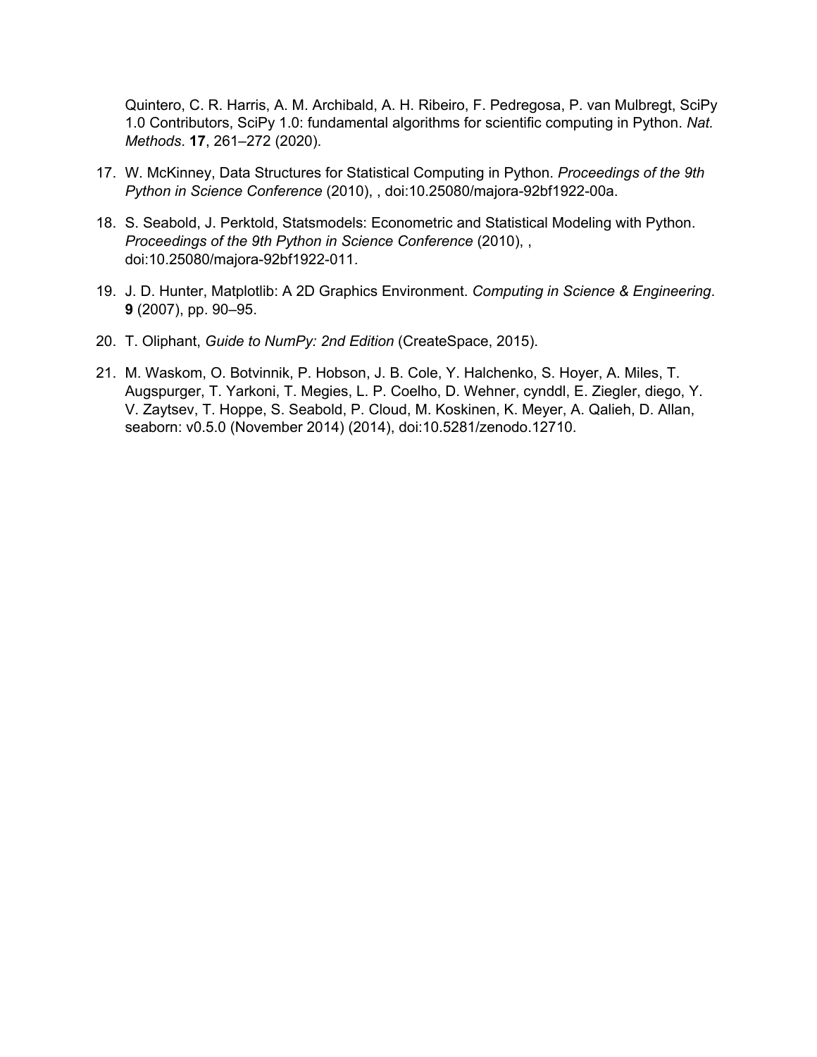Quintero, C. R. Harris, A. M. Archibald, A. H. Ribeiro, F. Pedregosa, P. van Mulbregt, SciPy 1.0 Contributors, SciPy 1.0: fundamental algorithms for scientific computing in Python. *Nat. Methods*. **17**, 261–272 (2020).

17. W. McKinney, Data Structures for Statistical Computing in Python. *Proceedings of the 9th Python in Science Conference* (2010), , doi:10.25080/majora-92bf1922-00a.

18. S. Seabold, J. Perktold, Statsmodels: Econometric and Statistical Modeling with Python. *Proceedings of the 9th Python in Science Conference* (2010), , doi:10.25080/majora-92bf1922-011.

19. J. D. Hunter, Matplotlib: A 2D Graphics Environment. *Computing in Science & Engineering*. **9** (2007), pp. 90–95.

20. T. Oliphant, *Guide to NumPy: 2nd Edition* (CreateSpace, 2015).

21. M. Waskom, O. Botvinnik, P. Hobson, J. B. Cole, Y. Halchenko, S. Hoyer, A. Miles, T. Augspurger, T. Yarkoni, T. Megies, L. P. Coelho, D. Wehner, cynddl, E. Ziegler, diego, Y. V. Zaytsev, T. Hoppe, S. Seabold, P. Cloud, M. Koskinen, K. Meyer, A. Qalieh, D. Allan, seaborn: v0.5.0 (November 2014) (2014), doi:10.5281/zenodo.12710.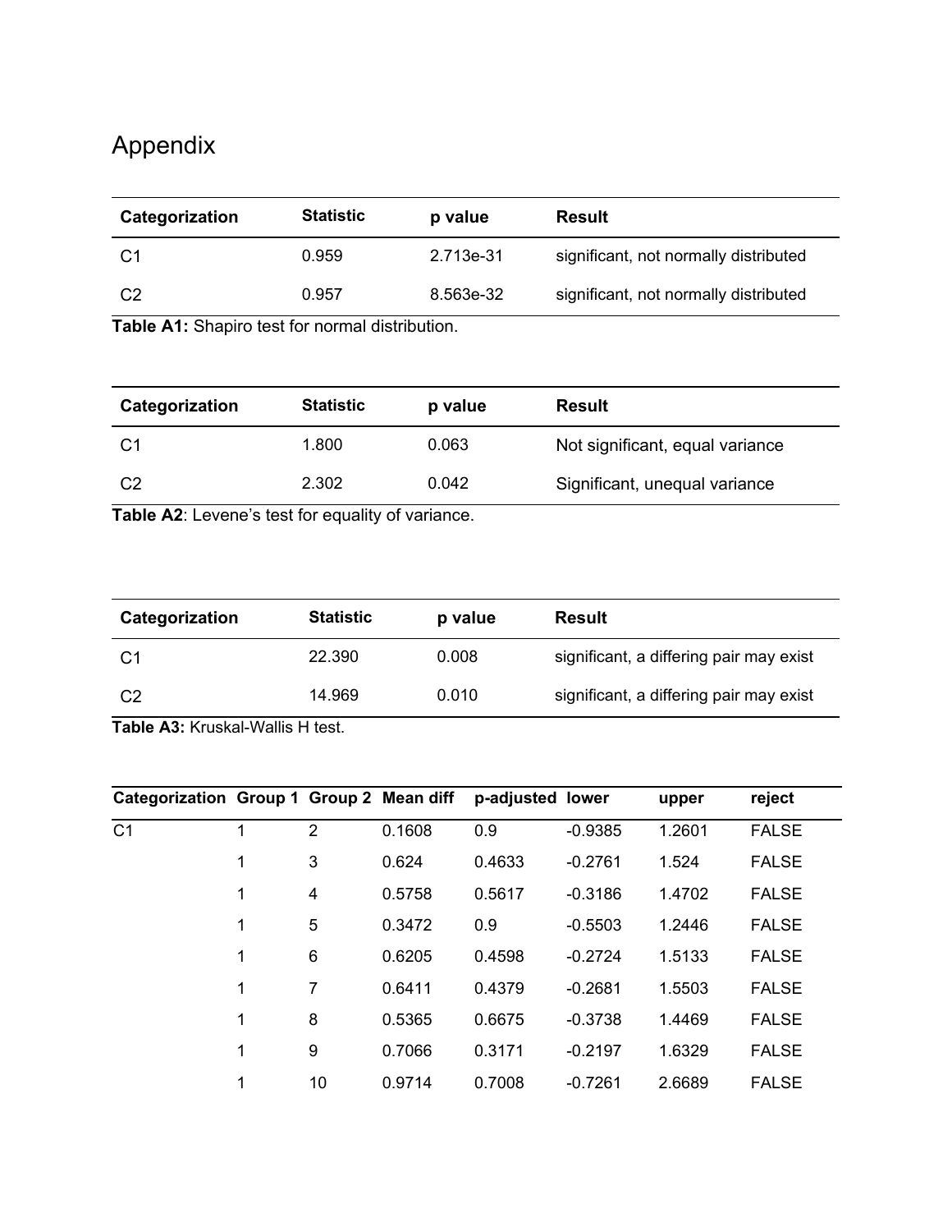# Appendix

| Categorization | Statistic | p value | Result |
|---|---|---|---|
| C1 | 0.959 | 2.713e-31 | significant, not normally distributed |
| C2 | 0.957 | 8.563e-32 | significant, not normally distributed |

**Table A1:** Shapiro test for normal distribution.

| Categorization | Statistic | p value | Result |
|---|---|---|---|
| C1 | 1.800 | 0.063 | Not significant, equal variance |
| C2 | 2.302 | 0.042 | Significant, unequal variance |

**Table A2**: Levene's test for equality of variance.

| Categorization | Statistic | p value | Result |
|---|---|---|---|
| C1 | 22.390 | 0.008 | significant, a differing pair may exist |
| C2 | 14.969 | 0.010 | significant, a differing pair may exist |

**Table A3:** Kruskal-Wallis H test.

| Categorization | Group 1 | Group 2 | Mean diff | p-adjusted | lower | upper | reject |
|---|---|---|---|---|---|---|---|
| C1 | 1 | 2 | 0.1608 | 0.9 | -0.9385 | 1.2601 | FALSE |
| | 1 | 3 | 0.624 | 0.4633 | -0.2761 | 1.524 | FALSE |
| | 1 | 4 | 0.5758 | 0.5617 | -0.3186 | 1.4702 | FALSE |
| | 1 | 5 | 0.3472 | 0.9 | -0.5503 | 1.2446 | FALSE |
| | 1 | 6 | 0.6205 | 0.4598 | -0.2724 | 1.5133 | FALSE |
| | 1 | 7 | 0.6411 | 0.4379 | -0.2681 | 1.5503 | FALSE |
| | 1 | 8 | 0.5365 | 0.6675 | -0.3738 | 1.4469 | FALSE |
| | 1 | 9 | 0.7066 | 0.3171 | -0.2197 | 1.6329 | FALSE |
| | 1 | 10 | 0.9714 | 0.7008 | -0.7261 | 2.6689 | FALSE |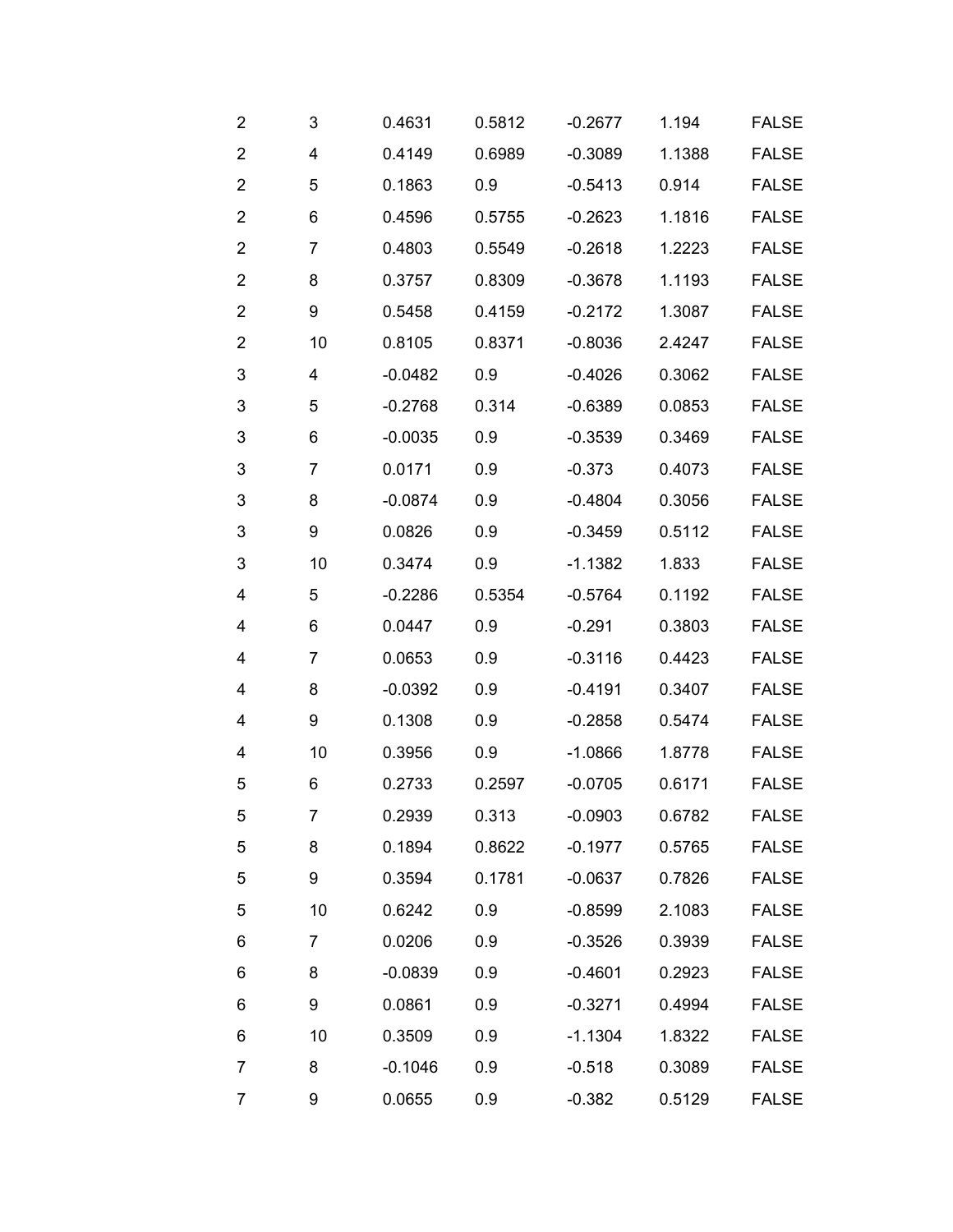| | | | | | | |
|---|---|---|---|---|---|---|
| 2 | 3 | 0.4631 | 0.5812 | -0.2677 | 1.194 | FALSE |
| 2 | 4 | 0.4149 | 0.6989 | -0.3089 | 1.1388 | FALSE |
| 2 | 5 | 0.1863 | 0.9 | -0.5413 | 0.914 | FALSE |
| 2 | 6 | 0.4596 | 0.5755 | -0.2623 | 1.1816 | FALSE |
| 2 | 7 | 0.4803 | 0.5549 | -0.2618 | 1.2223 | FALSE |
| 2 | 8 | 0.3757 | 0.8309 | -0.3678 | 1.1193 | FALSE |
| 2 | 9 | 0.5458 | 0.4159 | -0.2172 | 1.3087 | FALSE |
| 2 | 10 | 0.8105 | 0.8371 | -0.8036 | 2.4247 | FALSE |
| 3 | 4 | -0.0482 | 0.9 | -0.4026 | 0.3062 | FALSE |
| 3 | 5 | -0.2768 | 0.314 | -0.6389 | 0.0853 | FALSE |
| 3 | 6 | -0.0035 | 0.9 | -0.3539 | 0.3469 | FALSE |
| 3 | 7 | 0.0171 | 0.9 | -0.373 | 0.4073 | FALSE |
| 3 | 8 | -0.0874 | 0.9 | -0.4804 | 0.3056 | FALSE |
| 3 | 9 | 0.0826 | 0.9 | -0.3459 | 0.5112 | FALSE |
| 3 | 10 | 0.3474 | 0.9 | -1.1382 | 1.833 | FALSE |
| 4 | 5 | -0.2286 | 0.5354 | -0.5764 | 0.1192 | FALSE |
| 4 | 6 | 0.0447 | 0.9 | -0.291 | 0.3803 | FALSE |
| 4 | 7 | 0.0653 | 0.9 | -0.3116 | 0.4423 | FALSE |
| 4 | 8 | -0.0392 | 0.9 | -0.4191 | 0.3407 | FALSE |
| 4 | 9 | 0.1308 | 0.9 | -0.2858 | 0.5474 | FALSE |
| 4 | 10 | 0.3956 | 0.9 | -1.0866 | 1.8778 | FALSE |
| 5 | 6 | 0.2733 | 0.2597 | -0.0705 | 0.6171 | FALSE |
| 5 | 7 | 0.2939 | 0.313 | -0.0903 | 0.6782 | FALSE |
| 5 | 8 | 0.1894 | 0.8622 | -0.1977 | 0.5765 | FALSE |
| 5 | 9 | 0.3594 | 0.1781 | -0.0637 | 0.7826 | FALSE |
| 5 | 10 | 0.6242 | 0.9 | -0.8599 | 2.1083 | FALSE |
| 6 | 7 | 0.0206 | 0.9 | -0.3526 | 0.3939 | FALSE |
| 6 | 8 | -0.0839 | 0.9 | -0.4601 | 0.2923 | FALSE |
| 6 | 9 | 0.0861 | 0.9 | -0.3271 | 0.4994 | FALSE |
| 6 | 10 | 0.3509 | 0.9 | -1.1304 | 1.8322 | FALSE |
| 7 | 8 | -0.1046 | 0.9 | -0.518 | 0.3089 | FALSE |
| 7 | 9 | 0.0655 | 0.9 | -0.382 | 0.5129 | FALSE |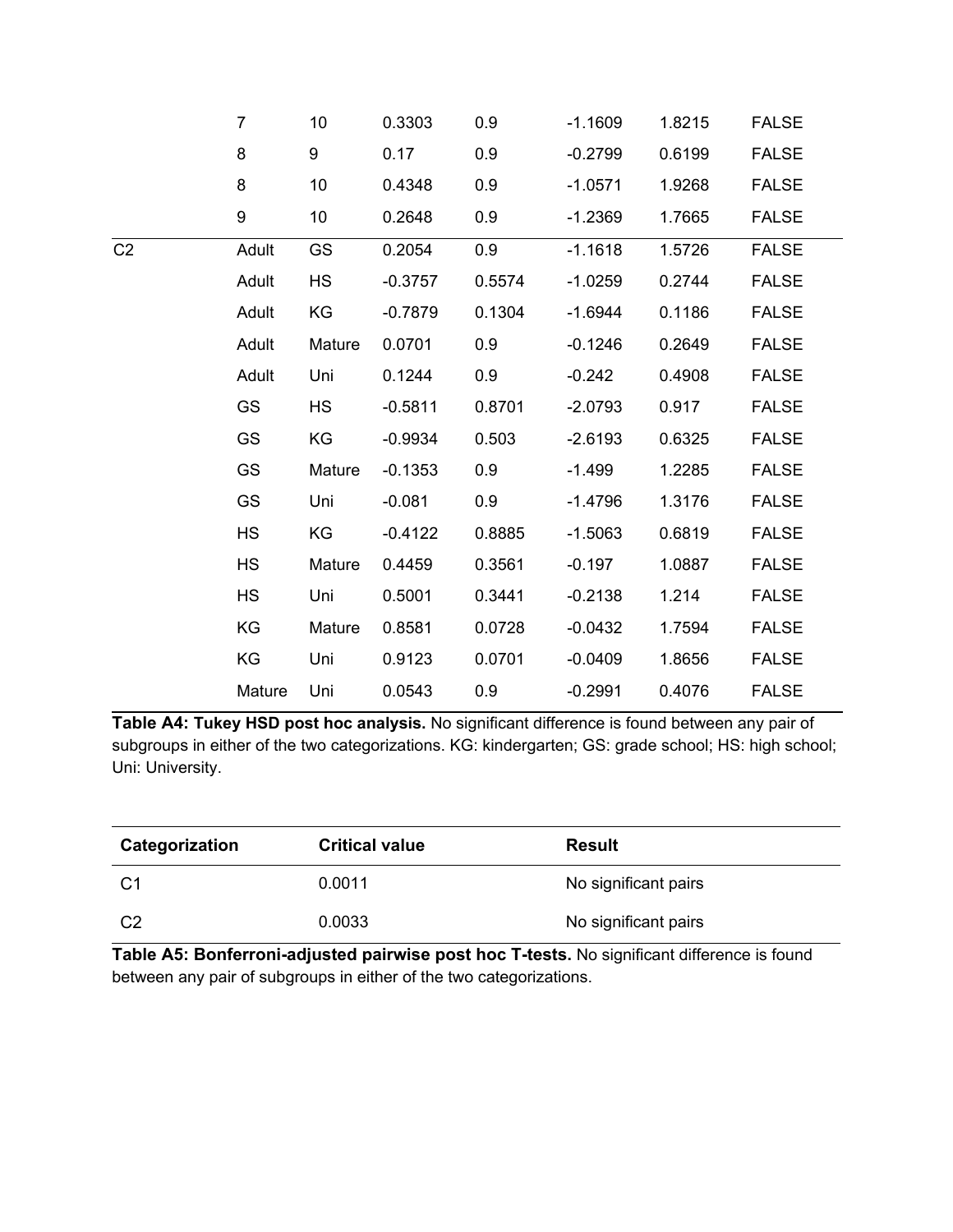|  |  |  |  |  |  |  |  |
|---|---|---|---|---|---|---|---|
|  | 7 | 10 | 0.3303 | 0.9 | -1.1609 | 1.8215 | FALSE |
|  | 8 | 9 | 0.17 | 0.9 | -0.2799 | 0.6199 | FALSE |
|  | 8 | 10 | 0.4348 | 0.9 | -1.0571 | 1.9268 | FALSE |
|  | 9 | 10 | 0.2648 | 0.9 | -1.2369 | 1.7665 | FALSE |
| C2 | Adult | GS | 0.2054 | 0.9 | -1.1618 | 1.5726 | FALSE |
|  | Adult | HS | -0.3757 | 0.5574 | -1.0259 | 0.2744 | FALSE |
|  | Adult | KG | -0.7879 | 0.1304 | -1.6944 | 0.1186 | FALSE |
|  | Adult | Mature | 0.0701 | 0.9 | -0.1246 | 0.2649 | FALSE |
|  | Adult | Uni | 0.1244 | 0.9 | -0.242 | 0.4908 | FALSE |
|  | GS | HS | -0.5811 | 0.8701 | -2.0793 | 0.917 | FALSE |
|  | GS | KG | -0.9934 | 0.503 | -2.6193 | 0.6325 | FALSE |
|  | GS | Mature | -0.1353 | 0.9 | -1.499 | 1.2285 | FALSE |
|  | GS | Uni | -0.081 | 0.9 | -1.4796 | 1.3176 | FALSE |
|  | HS | KG | -0.4122 | 0.8885 | -1.5063 | 0.6819 | FALSE |
|  | HS | Mature | 0.4459 | 0.3561 | -0.197 | 1.0887 | FALSE |
|  | HS | Uni | 0.5001 | 0.3441 | -0.2138 | 1.214 | FALSE |
|  | KG | Mature | 0.8581 | 0.0728 | -0.0432 | 1.7594 | FALSE |
|  | KG | Uni | 0.9123 | 0.0701 | -0.0409 | 1.8656 | FALSE |
|  | Mature | Uni | 0.0543 | 0.9 | -0.2991 | 0.4076 | FALSE |

**Table A4: Tukey HSD post hoc analysis.** No significant difference is found between any pair of subgroups in either of the two categorizations. KG: kindergarten; GS: grade school; HS: high school; Uni: University.

| Categorization | Critical value | Result |
|---|---|---|
| C1 | 0.0011 | No significant pairs |
| C2 | 0.0033 | No significant pairs |

**Table A5: Bonferroni-adjusted pairwise post hoc T-tests.** No significant difference is found between any pair of subgroups in either of the two categorizations.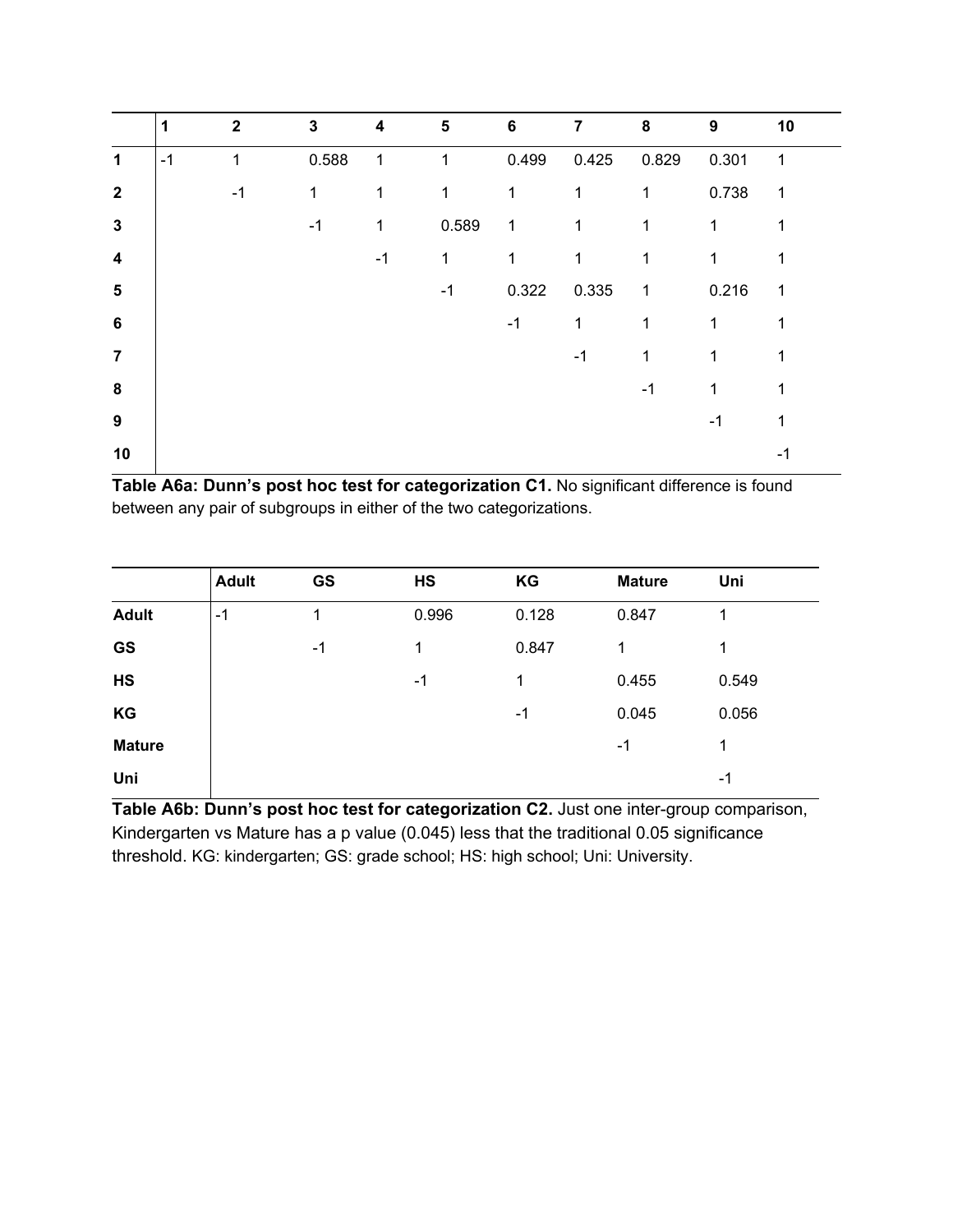| | 1 | 2 | 3 | 4 | 5 | 6 | 7 | 8 | 9 | 10 |
|---|---|---|---|---|---|---|---|---|---|---|
| **1** | -1 | 1 | 0.588 | 1 | 1 | 0.499 | 0.425 | 0.829 | 0.301 | 1 |
| **2** | | -1 | 1 | 1 | 1 | 1 | 1 | 1 | 0.738 | 1 |
| **3** | | | -1 | 1 | 0.589 | 1 | 1 | 1 | 1 | 1 |
| **4** | | | | -1 | 1 | 1 | 1 | 1 | 1 | 1 |
| **5** | | | | | -1 | 0.322 | 0.335 | 1 | 0.216 | 1 |
| **6** | | | | | | -1 | 1 | 1 | 1 | 1 |
| **7** | | | | | | | -1 | 1 | 1 | 1 |
| **8** | | | | | | | | -1 | 1 | 1 |
| **9** | | | | | | | | | -1 | 1 |
| **10** | | | | | | | | | | -1 |

**Table A6a: Dunn's post hoc test for categorization C1.** No significant difference is found between any pair of subgroups in either of the two categorizations.

| | Adult | GS | HS | KG | Mature | Uni |
|---|---|---|---|---|---|---|
| **Adult** | -1 | 1 | 0.996 | 0.128 | 0.847 | 1 |
| **GS** | | -1 | 1 | 0.847 | 1 | 1 |
| **HS** | | | -1 | 1 | 0.455 | 0.549 |
| **KG** | | | | -1 | 0.045 | 0.056 |
| **Mature** | | | | | -1 | 1 |
| **Uni** | | | | | | -1 |

**Table A6b: Dunn's post hoc test for categorization C2.** Just one inter-group comparison, Kindergarten vs Mature has a p value (0.045) less that the traditional 0.05 significance threshold. KG: kindergarten; GS: grade school; HS: high school; Uni: University.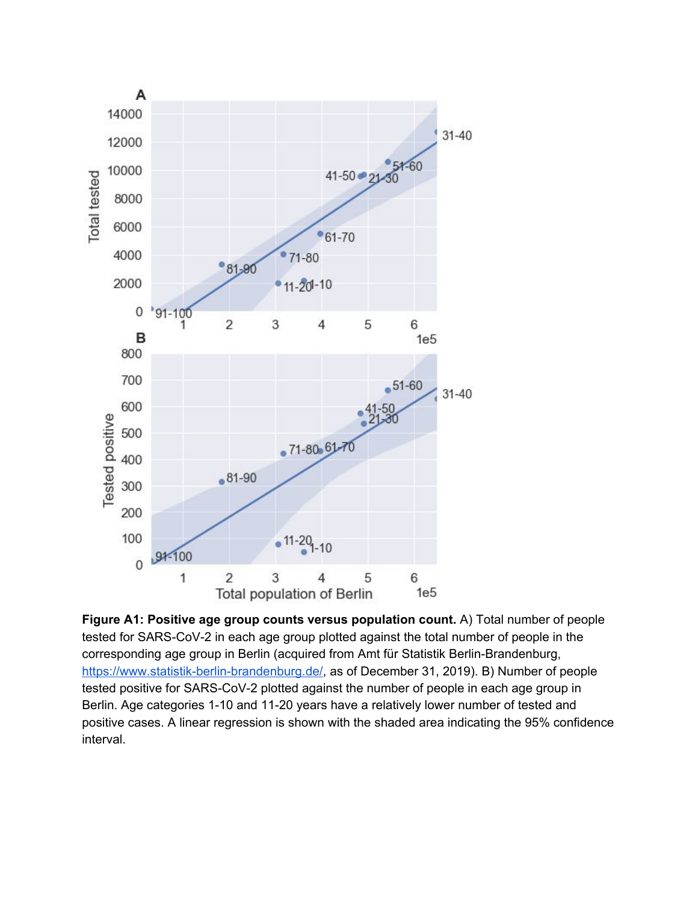**Figure A1: Positive age group counts versus population count.** A) Total number of people tested for SARS-CoV-2 in each age group plotted against the total number of people in the corresponding age group in Berlin (acquired from Amt für Statistik Berlin-Brandenburg, https://www.statistik-berlin-brandenburg.de/, as of December 31, 2019). B) Number of people tested positive for SARS-CoV-2 plotted against the number of people in each age group in Berlin. Age categories 1-10 and 11-20 years have a relatively lower number of tested and positive cases. A linear regression is shown with the shaded area indicating the 95% confidence interval.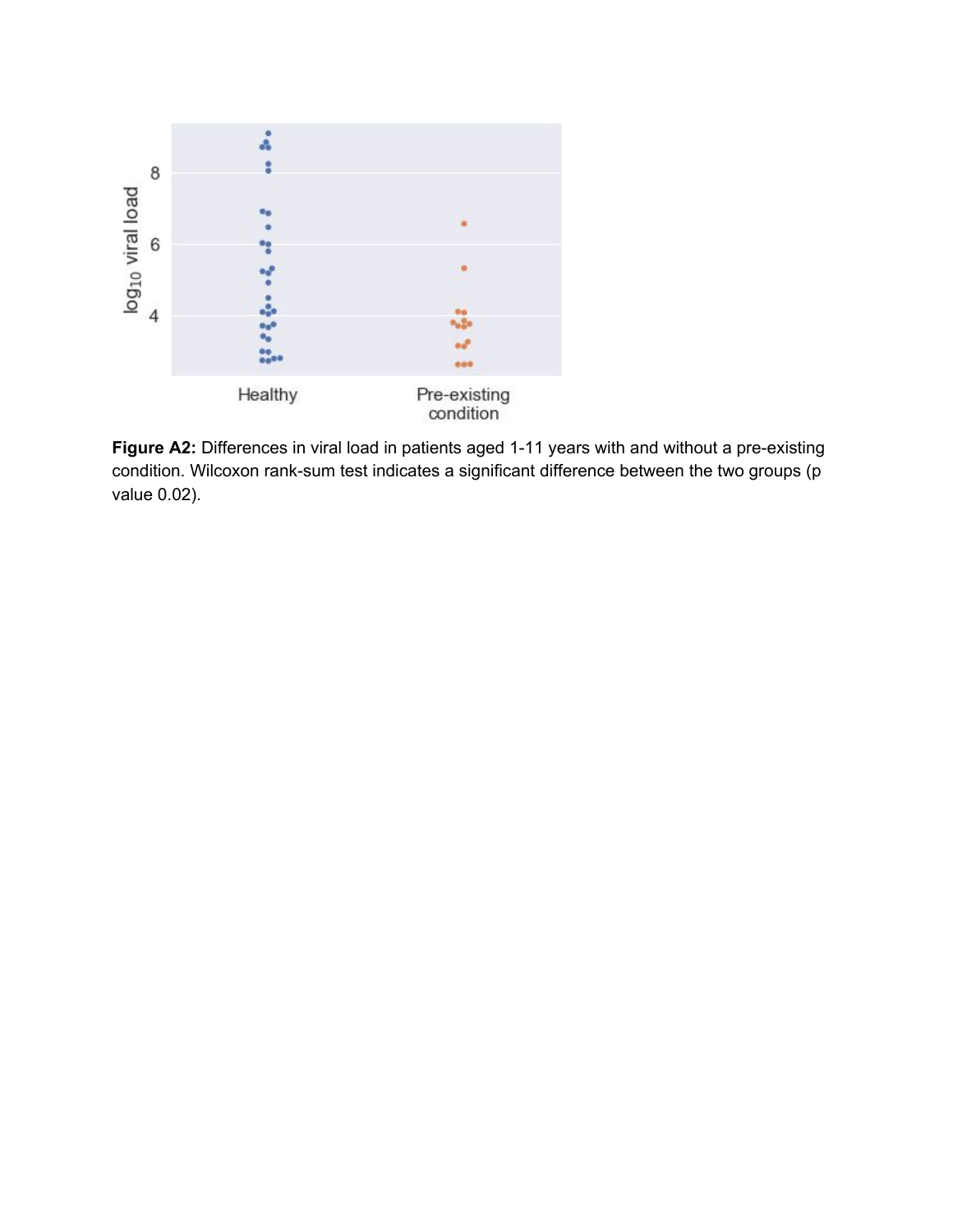**Figure A2:** Differences in viral load in patients aged 1-11 years with and without a pre-existing condition. Wilcoxon rank-sum test indicates a significant difference between the two groups (p value 0.02).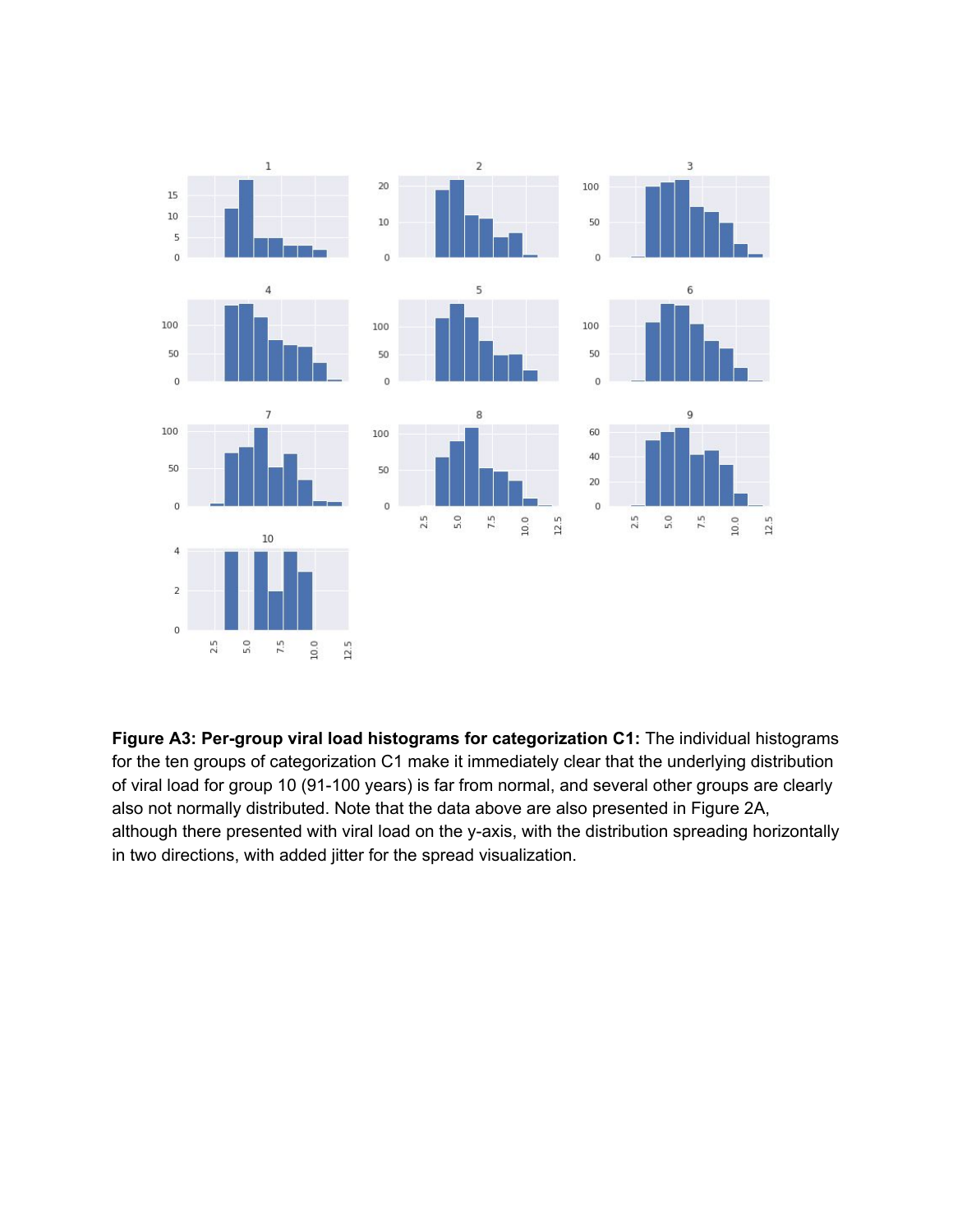**Figure A3: Per-group viral load histograms for categorization C1:** The individual histograms for the ten groups of categorization C1 make it immediately clear that the underlying distribution of viral load for group 10 (91-100 years) is far from normal, and several other groups are clearly also not normally distributed. Note that the data above are also presented in Figure 2A, although there presented with viral load on the y-axis, with the distribution spreading horizontally in two directions, with added jitter for the spread visualization.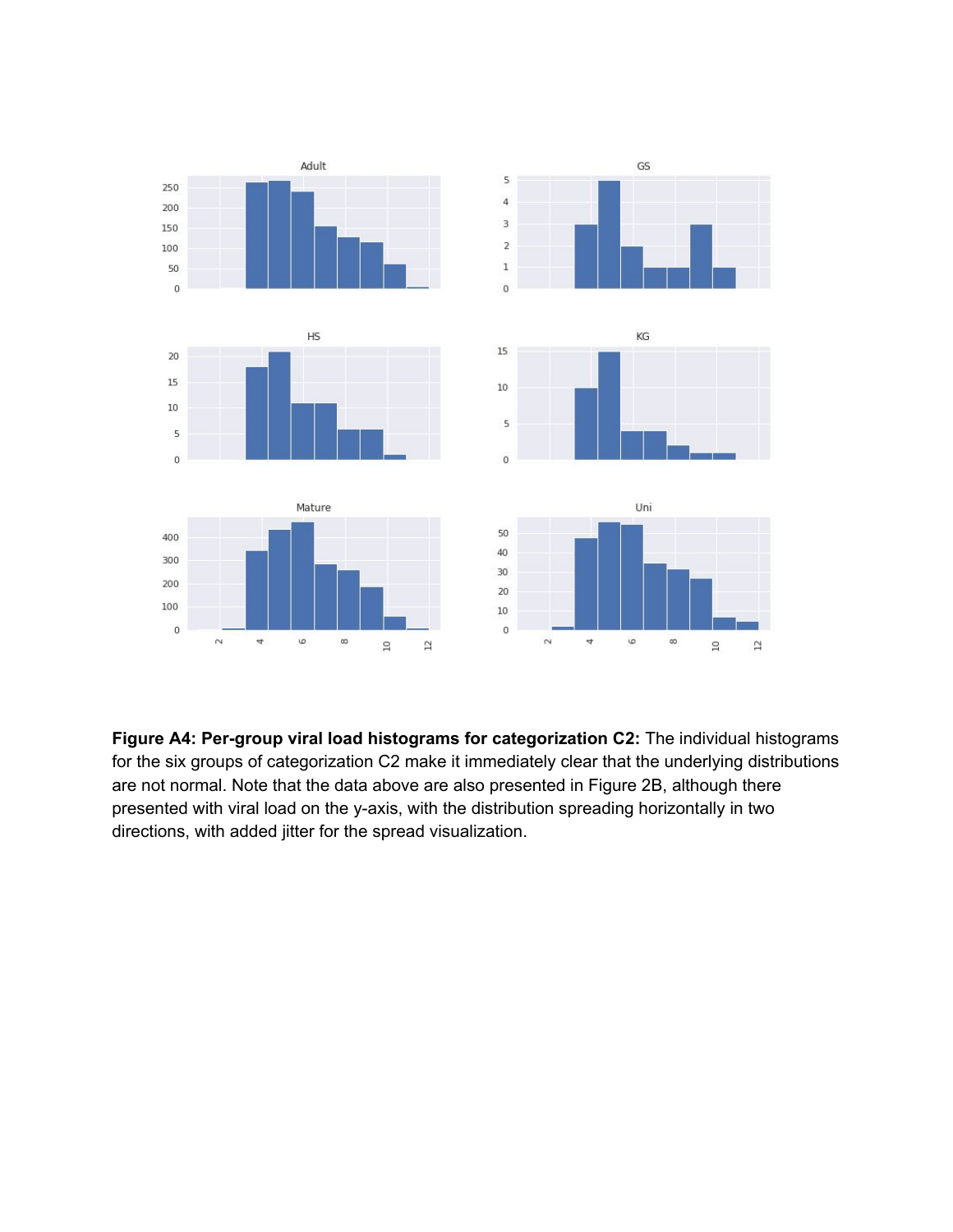Adult

250
200
150
100
50
0

GS

5
4
3
2
1
0

HS

20
15
10
5
0

KG

15
10
5
0

Mature

400
300
200
100
0

2
4
6
8
10
12

Uni

50
40
30
20
10
0

2
4
6
8
10
12

**Figure A4: Per-group viral load histograms for categorization C2:** The individual histograms for the six groups of categorization C2 make it immediately clear that the underlying distributions are not normal. Note that the data above are also presented in Figure 2B, although there presented with viral load on the y-axis, with the distribution spreading horizontally in two directions, with added jitter for the spread visualization.